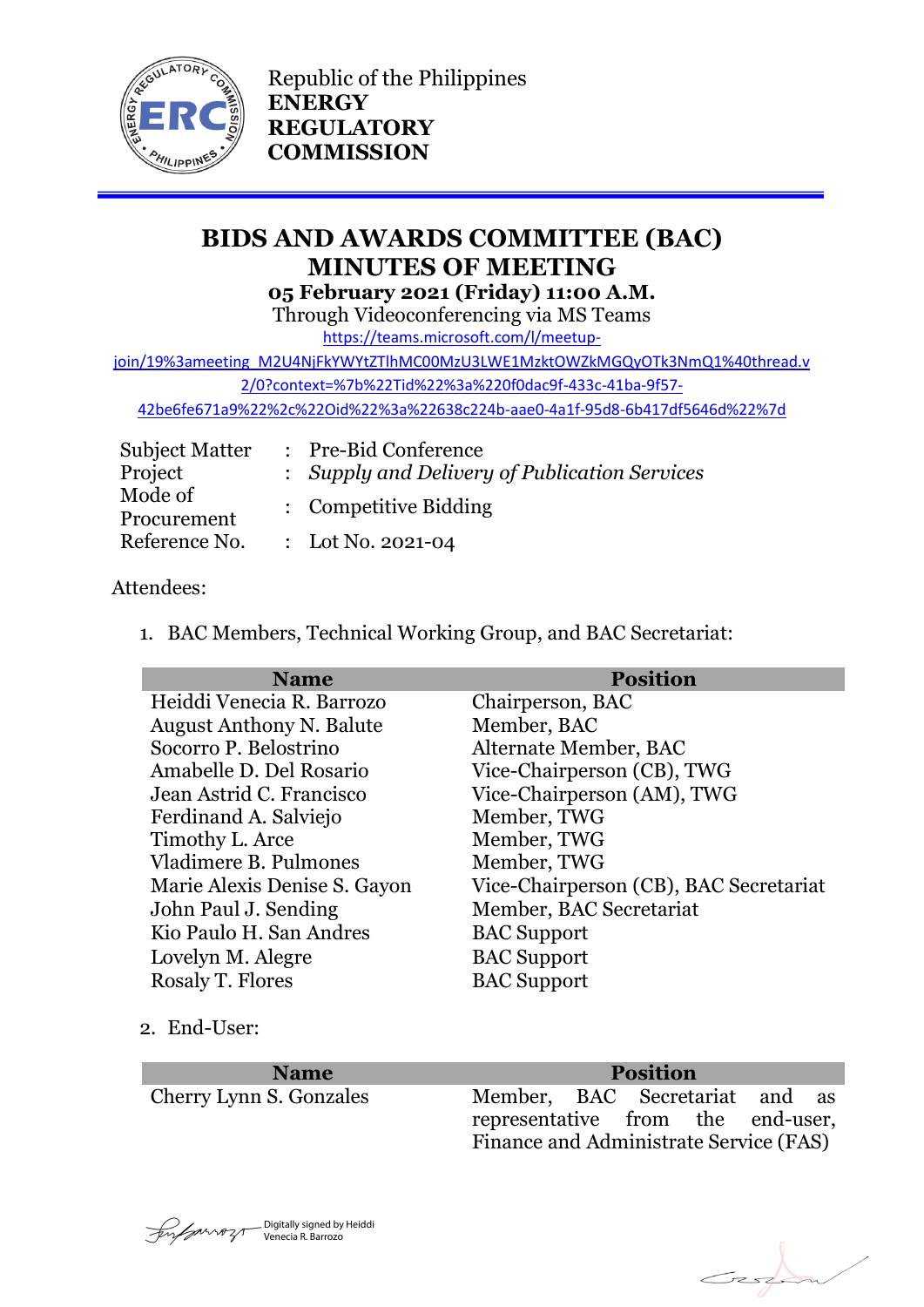Republic of the Philippines
**ENERGY REGULATORY COMMISSION**

# BIDS AND AWARDS COMMITTEE (BAC) MINUTES OF MEETING

**05 February 2021 (Friday) 11:00 A.M.**

Through Videoconferencing via MS Teams

https://teams.microsoft.com/l/meetup-join/19%3ameeting_M2U4NjFkYWYtZTlhMC00MzU3LWE1MzktOWZkMGQyOTk3NmQ1%40thread.v2/0?context=%7b%22Tid%22%3a%220f0dac9f-433c-41ba-9f57-42be6fe671a9%22%2c%22Oid%22%3a%22638c224b-aae0-4a1f-95d8-6b417df5646d%22%7d

| | | |
|---|---|---|
| Subject Matter | : | Pre-Bid Conference |
| Project | : | *Supply and Delivery of Publication Services* |
| Mode of Procurement | : | Competitive Bidding |
| Reference No. | : | Lot No. 2021-04 |

Attendees:

1. BAC Members, Technical Working Group, and BAC Secretariat:

| Name | Position |
|---|---|
| Heiddi Venecia R. Barrozo | Chairperson, BAC |
| August Anthony N. Balute | Member, BAC |
| Socorro P. Belostrino | Alternate Member, BAC |
| Amabelle D. Del Rosario | Vice-Chairperson (CB), TWG |
| Jean Astrid C. Francisco | Vice-Chairperson (AM), TWG |
| Ferdinand A. Salviejo | Member, TWG |
| Timothy L. Arce | Member, TWG |
| Vladimere B. Pulmones | Member, TWG |
| Marie Alexis Denise S. Gayon | Vice-Chairperson (CB), BAC Secretariat |
| John Paul J. Sending | Member, BAC Secretariat |
| Kio Paulo H. San Andres | BAC Support |
| Lovelyn M. Alegre | BAC Support |
| Rosaly T. Flores | BAC Support |

2. End-User:

| Name | Position |
|---|---|
| Cherry Lynn S. Gonzales | Member, BAC Secretariat and as representative from the end-user, Finance and Administrate Service (FAS) |

Digitally signed by Heiddi Venecia R. Barrozo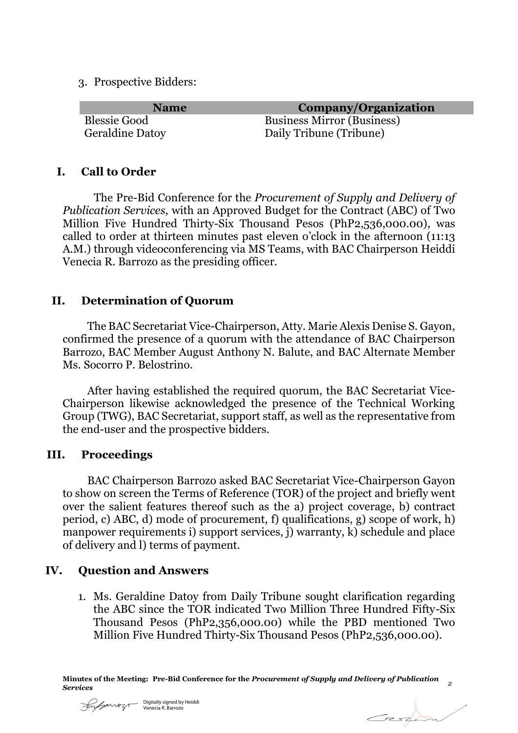3. Prospective Bidders:

| Name | Company/Organization |
|---|---|
| Blessie Good | Business Mirror (Business) |
| Geraldine Datoy | Daily Tribune (Tribune) |

## I. Call to Order

The Pre-Bid Conference for the *Procurement of Supply and Delivery of Publication Services,* with an Approved Budget for the Contract (ABC) of Two Million Five Hundred Thirty-Six Thousand Pesos (PhP2,536,000.00), was called to order at thirteen minutes past eleven o'clock in the afternoon (11:13 A.M.) through videoconferencing via MS Teams, with BAC Chairperson Heiddi Venecia R. Barrozo as the presiding officer.

## II. Determination of Quorum

The BAC Secretariat Vice-Chairperson, Atty. Marie Alexis Denise S. Gayon, confirmed the presence of a quorum with the attendance of BAC Chairperson Barrozo, BAC Member August Anthony N. Balute, and BAC Alternate Member Ms. Socorro P. Belostrino.

After having established the required quorum, the BAC Secretariat Vice-Chairperson likewise acknowledged the presence of the Technical Working Group (TWG), BAC Secretariat, support staff, as well as the representative from the end-user and the prospective bidders.

## III. Proceedings

BAC Chairperson Barrozo asked BAC Secretariat Vice-Chairperson Gayon to show on screen the Terms of Reference (TOR) of the project and briefly went over the salient features thereof such as the a) project coverage, b) contract period, c) ABC, d) mode of procurement, f) qualifications, g) scope of work, h) manpower requirements i) support services, j) warranty, k) schedule and place of delivery and l) terms of payment.

## IV. Question and Answers

1. Ms. Geraldine Datoy from Daily Tribune sought clarification regarding the ABC since the TOR indicated Two Million Three Hundred Fifty-Six Thousand Pesos (PhP2,356,000.00) while the PBD mentioned Two Million Five Hundred Thirty-Six Thousand Pesos (PhP2,536,000.00).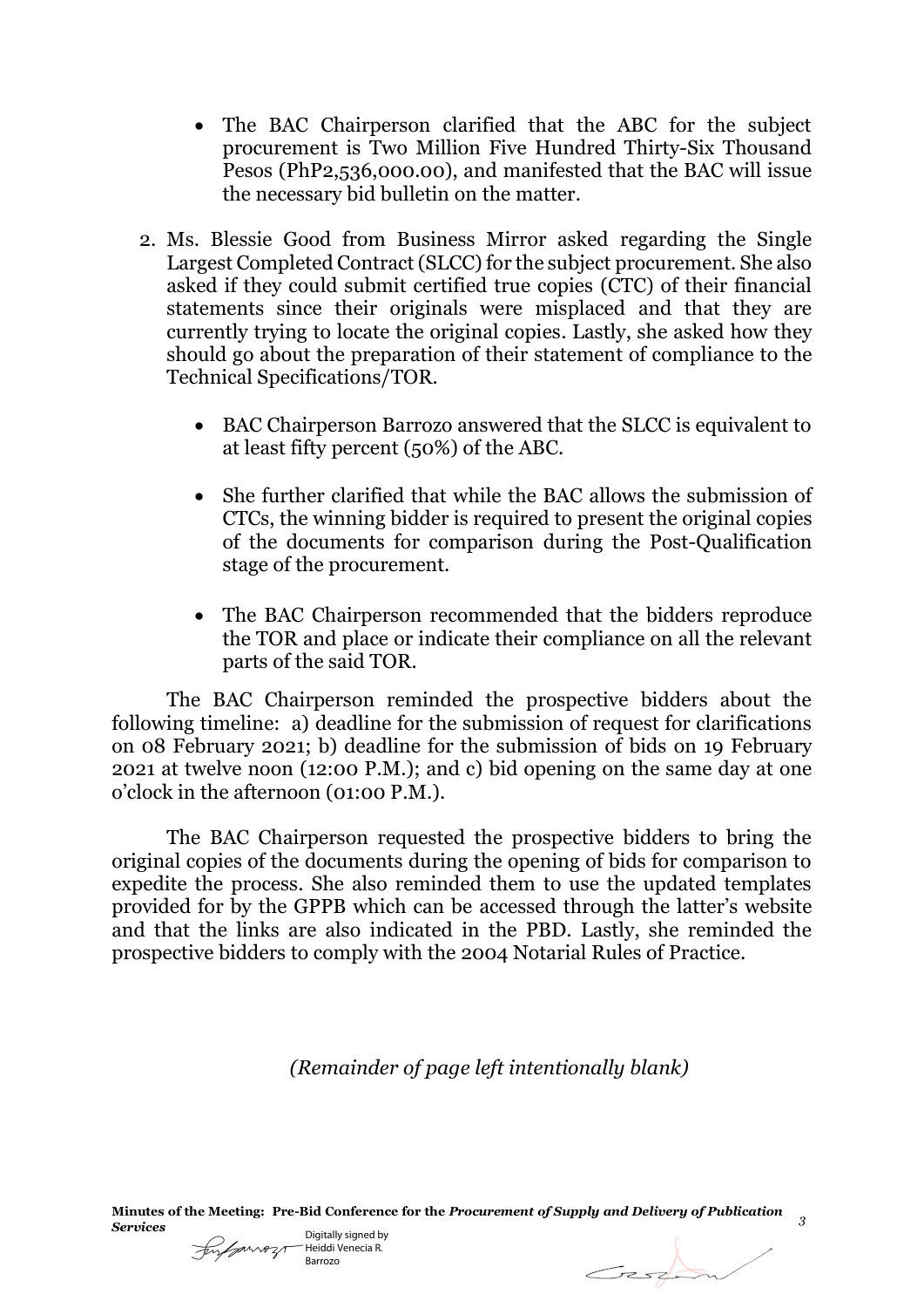- The BAC Chairperson clarified that the ABC for the subject procurement is Two Million Five Hundred Thirty-Six Thousand Pesos (PhP2,536,000.00), and manifested that the BAC will issue the necessary bid bulletin on the matter.

2. Ms. Blessie Good from Business Mirror asked regarding the Single Largest Completed Contract (SLCC) for the subject procurement. She also asked if they could submit certified true copies (CTC) of their financial statements since their originals were misplaced and that they are currently trying to locate the original copies. Lastly, she asked how they should go about the preparation of their statement of compliance to the Technical Specifications/TOR.

    - BAC Chairperson Barrozo answered that the SLCC is equivalent to at least fifty percent (50%) of the ABC.

    - She further clarified that while the BAC allows the submission of CTCs, the winning bidder is required to present the original copies of the documents for comparison during the Post-Qualification stage of the procurement.

    - The BAC Chairperson recommended that the bidders reproduce the TOR and place or indicate their compliance on all the relevant parts of the said TOR.

The BAC Chairperson reminded the prospective bidders about the following timeline: a) deadline for the submission of request for clarifications on 08 February 2021; b) deadline for the submission of bids on 19 February 2021 at twelve noon (12:00 P.M.); and c) bid opening on the same day at one o'clock in the afternoon (01:00 P.M.).

The BAC Chairperson requested the prospective bidders to bring the original copies of the documents during the opening of bids for comparison to expedite the process. She also reminded them to use the updated templates provided for by the GPPB which can be accessed through the latter's website and that the links are also indicated in the PBD. Lastly, she reminded the prospective bidders to comply with the 2004 Notarial Rules of Practice.

*(Remainder of page left intentionally blank)*

Digitally signed by Heiddi Venecia R. Barrozo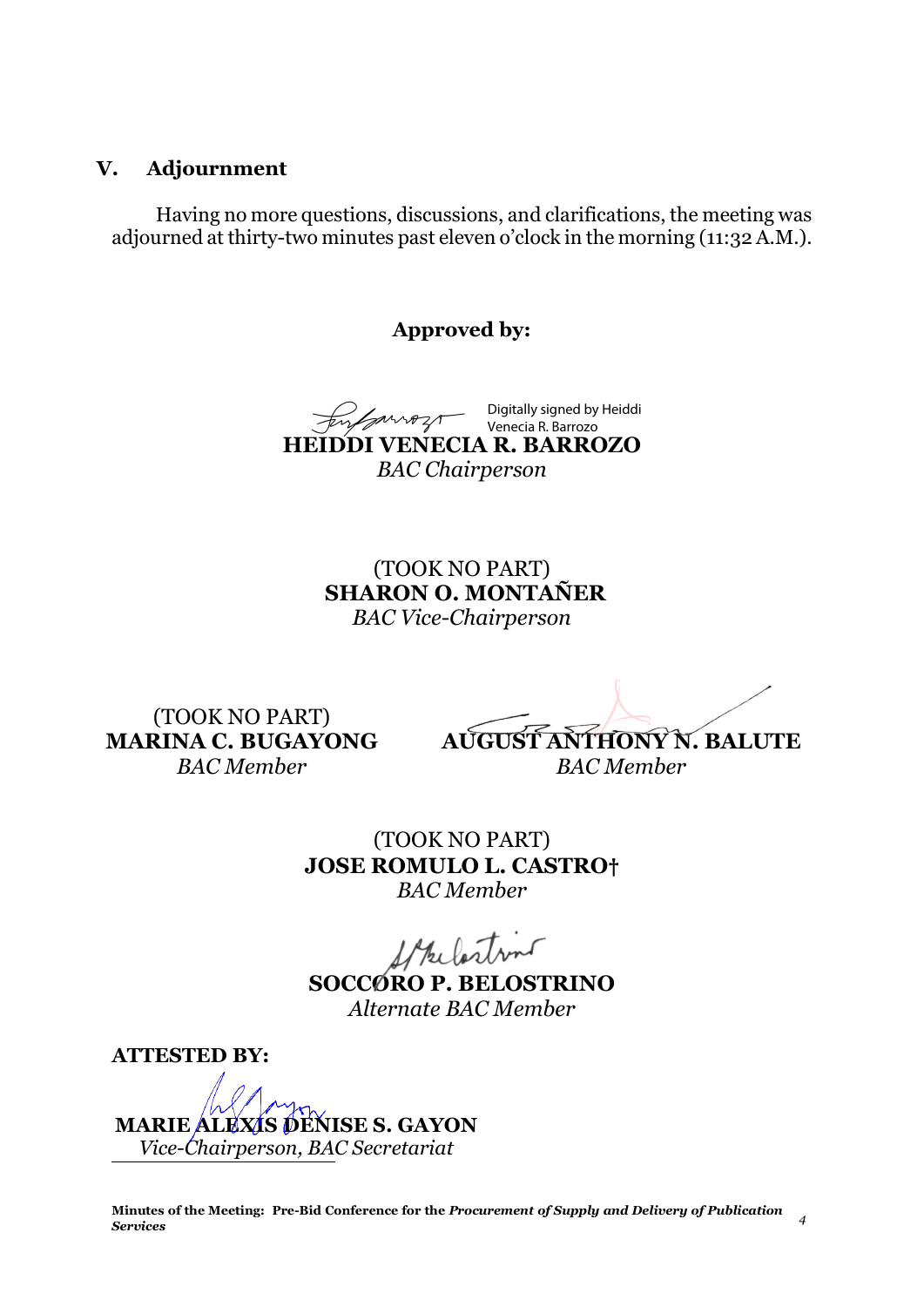## V. Adjournment

Having no more questions, discussions, and clarifications, the meeting was adjourned at thirty-two minutes past eleven o'clock in the morning (11:32 A.M.).

**Approved by:**

Digitally signed by Heiddi Venecia R. Barrozo
**HEIDDI VENECIA R. BARROZO**
*BAC Chairperson*

(TOOK NO PART)
**SHARON O. MONTAÑER**
*BAC Vice-Chairperson*

(TOOK NO PART)
**MARINA C. BUGAYONG**
*BAC Member*

**AUGUST ANTHONY N. BALUTE**
*BAC Member*

(TOOK NO PART)
**JOSE ROMULO L. CASTRO†**
*BAC Member*

**SOCCORO P. BELOSTRINO**
*Alternate BAC Member*

**ATTESTED BY:**

**MARIE ALEXIS DENISE S. GAYON**
*Vice-Chairperson, BAC Secretariat*